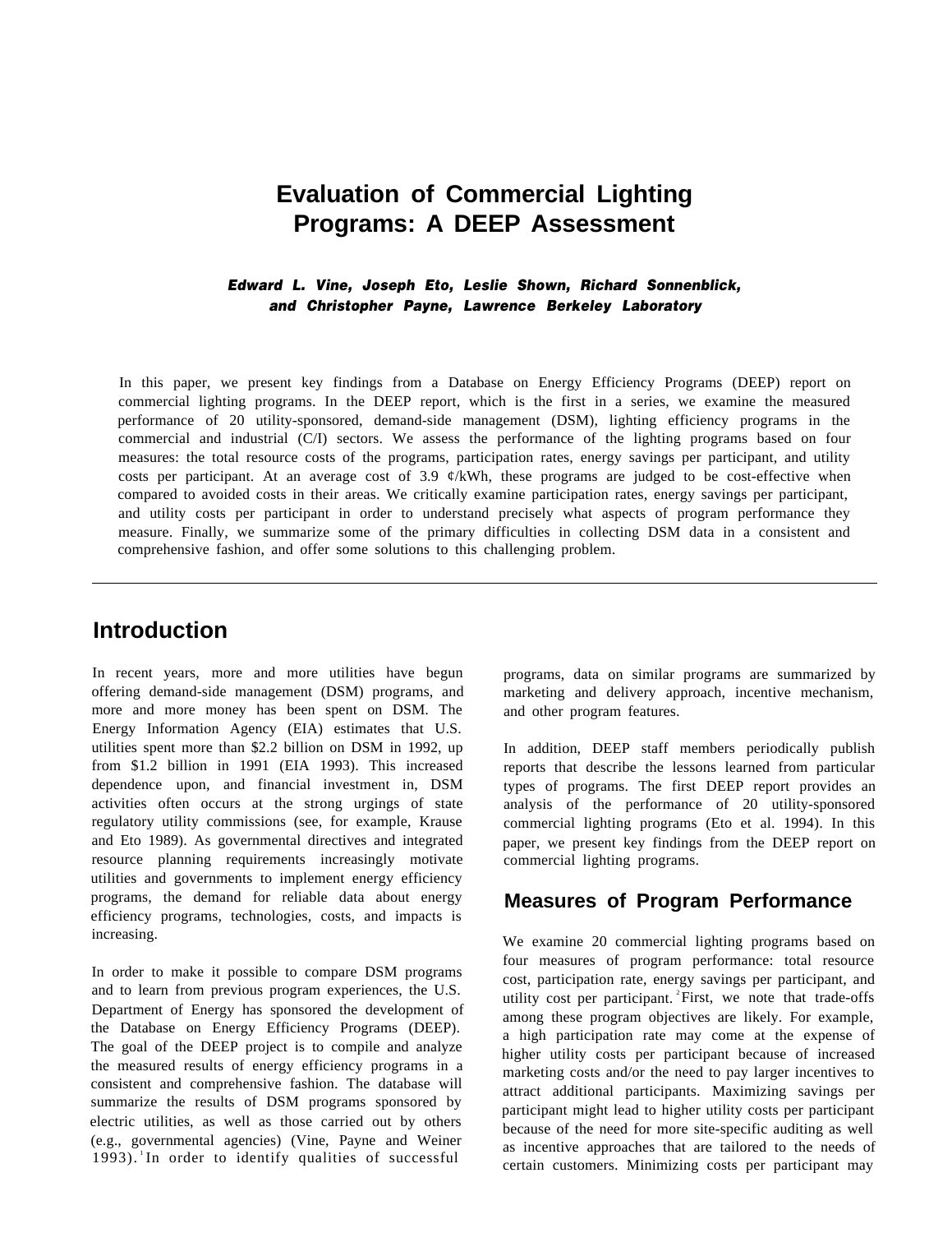# Evaluation of Commercial Lighting Programs: A DEEP Assessment

***Edward L. Vine, Joseph Eto, Leslie Shown, Richard Sonnenblick, and Christopher Payne, Lawrence Berkeley Laboratory***

In this paper, we present key findings from a Database on Energy Efficiency Programs (DEEP) report on commercial lighting programs. In the DEEP report, which is the first in a series, we examine the measured performance of 20 utility-sponsored, demand-side management (DSM), lighting efficiency programs in the commercial and industrial (C/I) sectors. We assess the performance of the lighting programs based on four measures: the total resource costs of the programs, participation rates, energy savings per participant, and utility costs per participant. At an average cost of 3.9 ¢/kWh, these programs are judged to be cost-effective when compared to avoided costs in their areas. We critically examine participation rates, energy savings per participant, and utility costs per participant in order to understand precisely what aspects of program performance they measure. Finally, we summarize some of the primary difficulties in collecting DSM data in a consistent and comprehensive fashion, and offer some solutions to this challenging problem.

## Introduction

In recent years, more and more utilities have begun offering demand-side management (DSM) programs, and more and more money has been spent on DSM. The Energy Information Agency (EIA) estimates that U.S. utilities spent more than $2.2 billion on DSM in 1992, up from $1.2 billion in 1991 (EIA 1993). This increased dependence upon, and financial investment in, DSM activities often occurs at the strong urgings of state regulatory utility commissions (see, for example, Krause and Eto 1989). As governmental directives and integrated resource planning requirements increasingly motivate utilities and governments to implement energy efficiency programs, the demand for reliable data about energy efficiency programs, technologies, costs, and impacts is increasing.

In order to make it possible to compare DSM programs and to learn from previous program experiences, the U.S. Department of Energy has sponsored the development of the Database on Energy Efficiency Programs (DEEP). The goal of the DEEP project is to compile and analyze the measured results of energy efficiency programs in a consistent and comprehensive fashion. The database will summarize the results of DSM programs sponsored by electric utilities, as well as those carried out by others (e.g., governmental agencies) (Vine, Payne and Weiner 1993).[1] In order to identify qualities of successful programs, data on similar programs are summarized by marketing and delivery approach, incentive mechanism, and other program features.

In addition, DEEP staff members periodically publish reports that describe the lessons learned from particular types of programs. The first DEEP report provides an analysis of the performance of 20 utility-sponsored commercial lighting programs (Eto et al. 1994). In this paper, we present key findings from the DEEP report on commercial lighting programs.

## Measures of Program Performance

We examine 20 commercial lighting programs based on four measures of program performance: total resource cost, participation rate, energy savings per participant, and utility cost per participant.[2] First, we note that trade-offs among these program objectives are likely. For example, a high participation rate may come at the expense of higher utility costs per participant because of increased marketing costs and/or the need to pay larger incentives to attract additional participants. Maximizing savings per participant might lead to higher utility costs per participant because of the need for more site-specific auditing as well as incentive approaches that are tailored to the needs of certain customers. Minimizing costs per participant may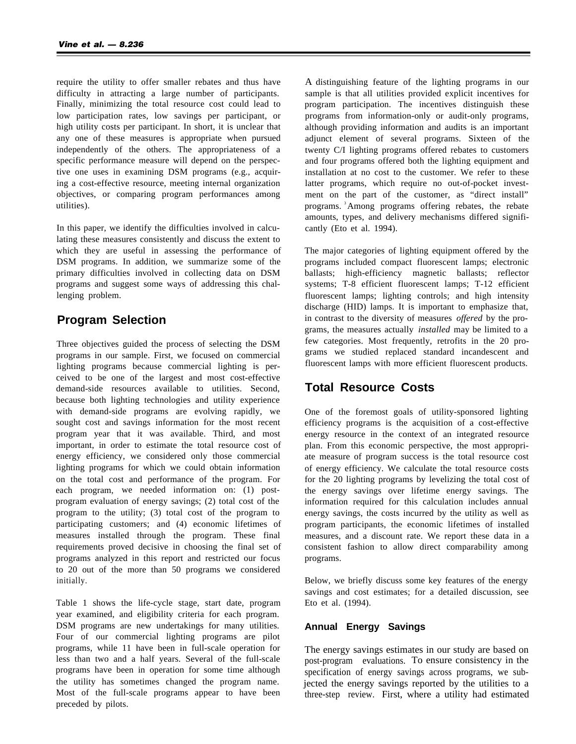require the utility to offer smaller rebates and thus have difficulty in attracting a large number of participants. Finally, minimizing the total resource cost could lead to low participation rates, low savings per participant, or high utility costs per participant. In short, it is unclear that any one of these measures is appropriate when pursued independently of the others. The appropriateness of a specific performance measure will depend on the perspective one uses in examining DSM programs (e.g., acquiring a cost-effective resource, meeting internal organization objectives, or comparing program performances among utilities).

In this paper, we identify the difficulties involved in calculating these measures consistently and discuss the extent to which they are useful in assessing the performance of DSM programs. In addition, we summarize some of the primary difficulties involved in collecting data on DSM programs and suggest some ways of addressing this challenging problem.

## Program Selection

Three objectives guided the process of selecting the DSM programs in our sample. First, we focused on commercial lighting programs because commercial lighting is perceived to be one of the largest and most cost-effective demand-side resources available to utilities. Second, because both lighting technologies and utility experience with demand-side programs are evolving rapidly, we sought cost and savings information for the most recent program year that it was available. Third, and most important, in order to estimate the total resource cost of energy efficiency, we considered only those commercial lighting programs for which we could obtain information on the total cost and performance of the program. For each program, we needed information on: (1) post-program evaluation of energy savings; (2) total cost of the program to the utility; (3) total cost of the program to participating customers; and (4) economic lifetimes of measures installed through the program. These final requirements proved decisive in choosing the final set of programs analyzed in this report and restricted our focus to 20 out of the more than 50 programs we considered initially.

Table 1 shows the life-cycle stage, start date, program year examined, and eligibility criteria for each program. DSM programs are new undertakings for many utilities. Four of our commercial lighting programs are pilot programs, while 11 have been in full-scale operation for less than two and a half years. Several of the full-scale programs have been in operation for some time although the utility has sometimes changed the program name. Most of the full-scale programs appear to have been preceded by pilots.

A distinguishing feature of the lighting programs in our sample is that all utilities provided explicit incentives for program participation. The incentives distinguish these programs from information-only or audit-only programs, although providing information and audits is an important adjunct element of several programs. Sixteen of the twenty C/I lighting programs offered rebates to customers and four programs offered both the lighting equipment and installation at no cost to the customer. We refer to these latter programs, which require no out-of-pocket investment on the part of the customer, as "direct install" programs.[3] Among programs offering rebates, the rebate amounts, types, and delivery mechanisms differed significantly (Eto et al. 1994).

The major categories of lighting equipment offered by the programs included compact fluorescent lamps; electronic ballasts; high-efficiency magnetic ballasts; reflector systems; T-8 efficient fluorescent lamps; T-12 efficient fluorescent lamps; lighting controls; and high intensity discharge (HID) lamps. It is important to emphasize that, in contrast to the diversity of measures *offered* by the programs, the measures actually *installed* may be limited to a few categories. Most frequently, retrofits in the 20 programs we studied replaced standard incandescent and fluorescent lamps with more efficient fluorescent products.

## Total Resource Costs

One of the foremost goals of utility-sponsored lighting efficiency programs is the acquisition of a cost-effective energy resource in the context of an integrated resource plan. From this economic perspective, the most appropriate measure of program success is the total resource cost of energy efficiency. We calculate the total resource costs for the 20 lighting programs by levelizing the total cost of the energy savings over lifetime energy savings. The information required for this calculation includes annual energy savings, the costs incurred by the utility as well as program participants, the economic lifetimes of installed measures, and a discount rate. We report these data in a consistent fashion to allow direct comparability among programs.

Below, we briefly discuss some key features of the energy savings and cost estimates; for a detailed discussion, see Eto et al. (1994).

### Annual Energy Savings

The energy savings estimates in our study are based on post-program evaluations. To ensure consistency in the specification of energy savings across programs, we subjected the energy savings reported by the utilities to a three-step review. First, where a utility had estimated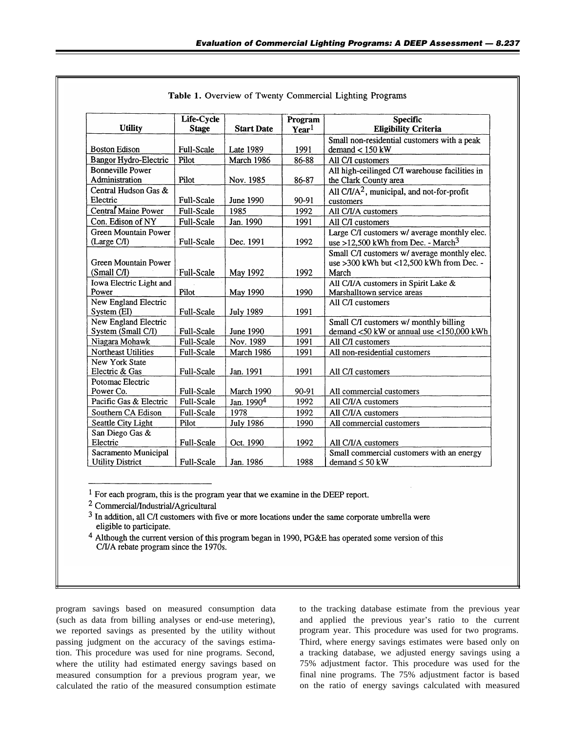Table 1. Overview of Twenty Commercial Lighting Programs

| Utility | Life-Cycle Stage | Start Date | Program Year[1] | Specific Eligibility Criteria |
|---|---|---|---|---|
| Boston Edison | Full-Scale | Late 1989 | 1991 | Small non-residential customers with a peak demand < 150 kW |
| Bangor Hydro-Electric | Pilot | March 1986 | 86-88 | All C/I customers |
| Bonneville Power Administration | Pilot | Nov. 1985 | 86-87 | All high-ceilinged C/I warehouse facilities in the Clark County area |
| Central Hudson Gas & Electric | Full-Scale | June 1990 | 90-91 | All C/I/A[2], municipal, and not-for-profit customers |
| Central Maine Power | Full-Scale | 1985 | 1992 | All C/I/A customers |
| Con. Edison of NY | Full-Scale | Jan. 1990 | 1991 | All C/I customers |
| Green Mountain Power (Large C/I) | Full-Scale | Dec. 1991 | 1992 | Large C/I customers w/ average monthly elec. use >12,500 kWh from Dec. - March[3] |
| Green Mountain Power (Small C/I) | Full-Scale | May 1992 | 1992 | Small C/I customers w/ average monthly elec. use >300 kWh but <12,500 kWh from Dec. - March |
| Iowa Electric Light and Power | Pilot | May 1990 | 1990 | All C/I/A customers in Spirit Lake & Marshalltown service areas |
| New England Electric System (EI) | Full-Scale | July 1989 | 1991 | All C/I customers |
| New England Electric System (Small C/I) | Full-Scale | June 1990 | 1991 | Small C/I customers w/ monthly billing demand <50 kW or annual use <150,000 kWh |
| Niagara Mohawk | Full-Scale | Nov. 1989 | 1991 | All C/I customers |
| Northeast Utilities | Full-Scale | March 1986 | 1991 | All non-residential customers |
| New York State Electric & Gas | Full-Scale | Jan. 1991 | 1991 | All C/I customers |
| Potomac Electric Power Co. | Full-Scale | March 1990 | 90-91 | All commercial customers |
| Pacific Gas & Electric | Full-Scale | Jan. 1990[4] | 1992 | All C/I/A customers |
| Southern CA Edison | Full-Scale | 1978 | 1992 | All C/I/A customers |
| Seattle City Light | Pilot | July 1986 | 1990 | All commercial customers |
| San Diego Gas & Electric | Full-Scale | Oct. 1990 | 1992 | All C/I/A customers |
| Sacramento Municipal Utility District | Full-Scale | Jan. 1986 | 1988 | Small commercial customers with an energy demand ≤ 50 kW |

[1] For each program, this is the program year that we examine in the DEEP report.

[2] Commercial/Industrial/Agricultural

[3] In addition, all C/I customers with five or more locations under the same corporate umbrella were eligible to participate.

[4] Although the current version of this program began in 1990, PG&E has operated some version of this C/I/A rebate program since the 1970s.

program savings based on measured consumption data (such as data from billing analyses or end-use metering), we reported savings as presented by the utility without passing judgment on the accuracy of the savings estimation. This procedure was used for nine programs. Second, where the utility had estimated energy savings based on measured consumption for a previous program year, we calculated the ratio of the measured consumption estimate to the tracking database estimate from the previous year and applied the previous year's ratio to the current program year. This procedure was used for two programs. Third, where energy savings estimates were based only on a tracking database, we adjusted energy savings using a 75% adjustment factor. This procedure was used for the final nine programs. The 75% adjustment factor is based on the ratio of energy savings calculated with measured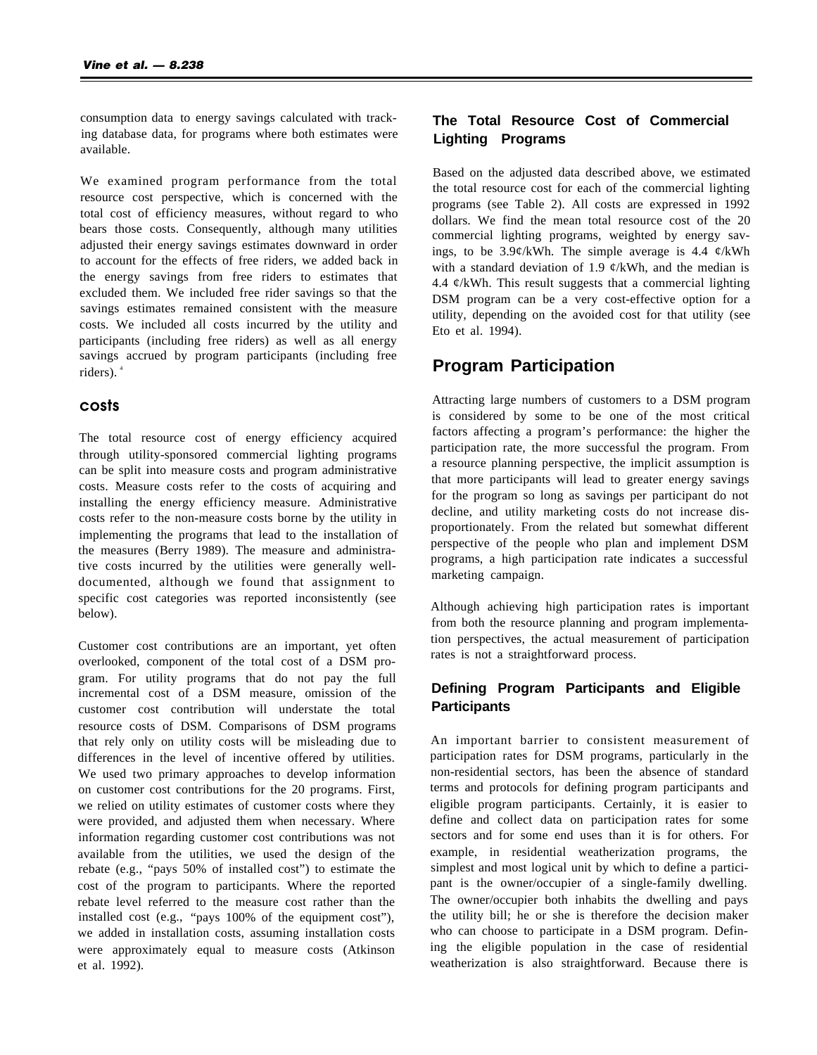consumption data to energy savings calculated with tracking database data, for programs where both estimates were available.

We examined program performance from the total resource cost perspective, which is concerned with the total cost of efficiency measures, without regard to who bears those costs. Consequently, although many utilities adjusted their energy savings estimates downward in order to account for the effects of free riders, we added back in the energy savings from free riders to estimates that excluded them. We included free rider savings so that the savings estimates remained consistent with the measure costs. We included all costs incurred by the utility and participants (including free riders) as well as all energy savings accrued by program participants (including free riders).[4]

## Costs

The total resource cost of energy efficiency acquired through utility-sponsored commercial lighting programs can be split into measure costs and program administrative costs. Measure costs refer to the costs of acquiring and installing the energy efficiency measure. Administrative costs refer to the non-measure costs borne by the utility in implementing the programs that lead to the installation of the measures (Berry 1989). The measure and administrative costs incurred by the utilities were generally well-documented, although we found that assignment to specific cost categories was reported inconsistently (see below).

Customer cost contributions are an important, yet often overlooked, component of the total cost of a DSM program. For utility programs that do not pay the full incremental cost of a DSM measure, omission of the customer cost contribution will understate the total resource costs of DSM. Comparisons of DSM programs that rely only on utility costs will be misleading due to differences in the level of incentive offered by utilities. We used two primary approaches to develop information on customer cost contributions for the 20 programs. First, we relied on utility estimates of customer costs where they were provided, and adjusted them when necessary. Where information regarding customer cost contributions was not available from the utilities, we used the design of the rebate (e.g., "pays 50% of installed cost") to estimate the cost of the program to participants. Where the reported rebate level referred to the measure cost rather than the installed cost (e.g., "pays 100% of the equipment cost"), we added in installation costs, assuming installation costs were approximately equal to measure costs (Atkinson et al. 1992).

### The Total Resource Cost of Commercial Lighting Programs

Based on the adjusted data described above, we estimated the total resource cost for each of the commercial lighting programs (see Table 2). All costs are expressed in 1992 dollars. We find the mean total resource cost of the 20 commercial lighting programs, weighted by energy savings, to be 3.9¢/kWh. The simple average is 4.4 ¢/kWh with a standard deviation of 1.9 ¢/kWh, and the median is 4.4 ¢/kWh. This result suggests that a commercial lighting DSM program can be a very cost-effective option for a utility, depending on the avoided cost for that utility (see Eto et al. 1994).

## Program Participation

Attracting large numbers of customers to a DSM program is considered by some to be one of the most critical factors affecting a program's performance: the higher the participation rate, the more successful the program. From a resource planning perspective, the implicit assumption is that more participants will lead to greater energy savings for the program so long as savings per participant do not decline, and utility marketing costs do not increase disproportionately. From the related but somewhat different perspective of the people who plan and implement DSM programs, a high participation rate indicates a successful marketing campaign.

Although achieving high participation rates is important from both the resource planning and program implementation perspectives, the actual measurement of participation rates is not a straightforward process.

### Defining Program Participants and Eligible Participants

An important barrier to consistent measurement of participation rates for DSM programs, particularly in the non-residential sectors, has been the absence of standard terms and protocols for defining program participants and eligible program participants. Certainly, it is easier to define and collect data on participation rates for some sectors and for some end uses than it is for others. For example, in residential weatherization programs, the simplest and most logical unit by which to define a participant is the owner/occupier of a single-family dwelling. The owner/occupier both inhabits the dwelling and pays the utility bill; he or she is therefore the decision maker who can choose to participate in a DSM program. Defining the eligible population in the case of residential weatherization is also straightforward. Because there is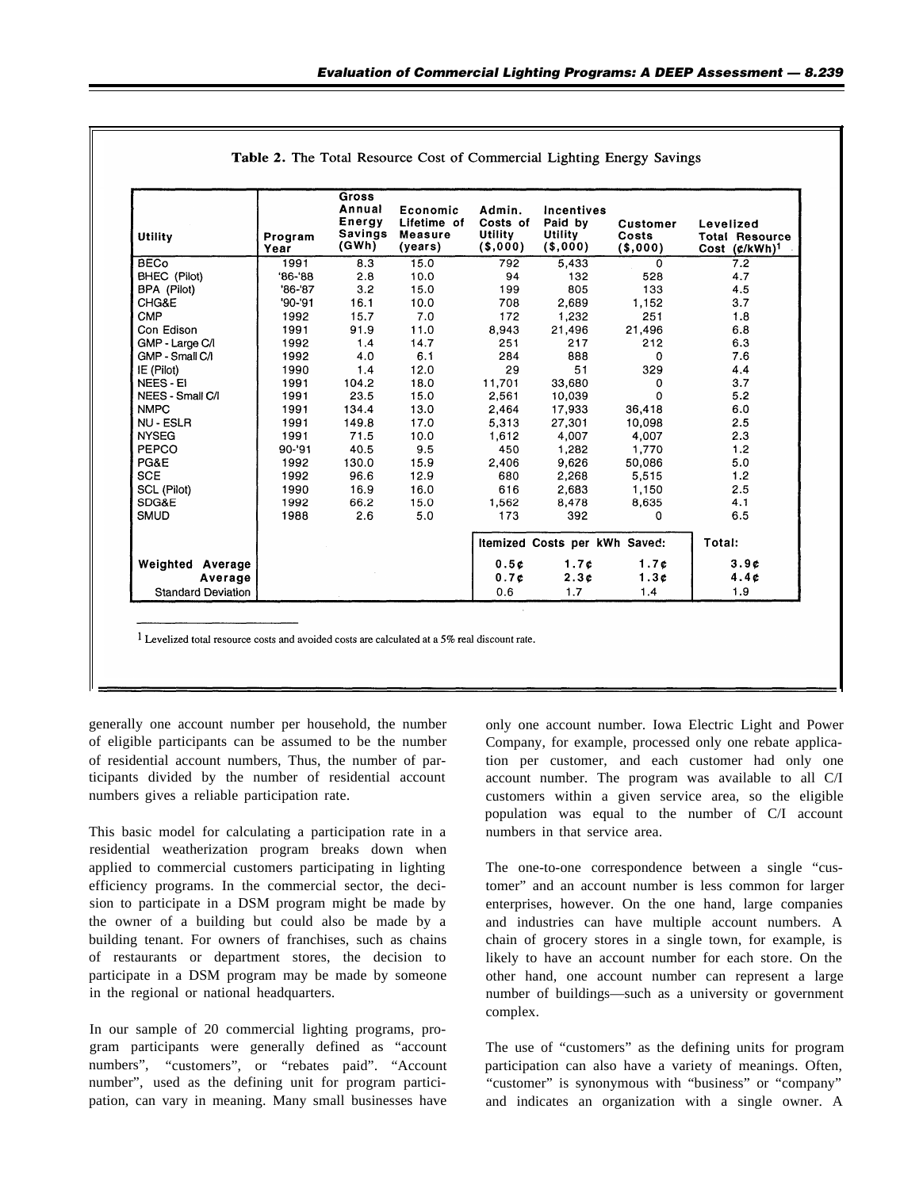**Table 2.** The Total Resource Cost of Commercial Lighting Energy Savings

| Utility | Program Year | Gross Annual Energy Savings (GWh) | Economic Lifetime of Measure (years) | Admin. Costs of Utility ($,000) | Incentives Paid by Utility ($,000) | Customer Costs ($,000) | Levelized Total Resource Cost (¢/kWh)[1] |
|---|---|---|---|---|---|---|---|
| BECo | 1991 | 8.3 | 15.0 | 792 | 5,433 | 0 | 7.2 |
| BHEC (Pilot) | '86-'88 | 2.8 | 10.0 | 94 | 132 | 528 | 4.7 |
| BPA (Pilot) | '86-'87 | 3.2 | 15.0 | 199 | 805 | 133 | 4.5 |
| CHG&E | '90-'91 | 16.1 | 10.0 | 708 | 2,689 | 1,152 | 3.7 |
| CMP | 1992 | 15.7 | 7.0 | 172 | 1,232 | 251 | 1.8 |
| Con Edison | 1991 | 91.9 | 11.0 | 8,943 | 21,496 | 21,496 | 6.8 |
| GMP - Large C/I | 1992 | 1.4 | 14.7 | 251 | 217 | 212 | 6.3 |
| GMP - Small C/I | 1992 | 4.0 | 6.1 | 284 | 888 | 0 | 7.6 |
| IE (Pilot) | 1990 | 1.4 | 12.0 | 29 | 51 | 329 | 4.4 |
| NEES - EI | 1991 | 104.2 | 18.0 | 11,701 | 33,680 | 0 | 3.7 |
| NEES - Small C/I | 1991 | 23.5 | 15.0 | 2,561 | 10,039 | 0 | 5.2 |
| NMPC | 1991 | 134.4 | 13.0 | 2,464 | 17,933 | 36,418 | 6.0 |
| NU - ESLR | 1991 | 149.8 | 17.0 | 5,313 | 27,301 | 10,098 | 2.5 |
| NYSEG | 1991 | 71.5 | 10.0 | 1,612 | 4,007 | 4,007 | 2.3 |
| PEPCO | 90-'91 | 40.5 | 9.5 | 450 | 1,282 | 1,770 | 1.2 |
| PG&E | 1992 | 130.0 | 15.9 | 2,406 | 9,626 | 50,086 | 5.0 |
| SCE | 1992 | 96.6 | 12.9 | 680 | 2,268 | 5,515 | 1.2 |
| SCL (Pilot) | 1990 | 16.9 | 16.0 | 616 | 2,683 | 1,150 | 2.5 |
| SDG&E | 1992 | 66.2 | 15.0 | 1,562 | 8,478 | 8,635 | 4.1 |
| SMUD | 1988 | 2.6 | 5.0 | 173 | 392 | 0 | 6.5 |
| | | | | Itemized Costs per kWh Saved: | | | Total: |
| Weighted Average | | | | 0.5¢ | 1.7¢ | 1.7¢ | 3.9¢ |
| Average | | | | 0.7¢ | 2.3¢ | 1.3¢ | 4.4¢ |
| Standard Deviation | | | | 0.6 | 1.7 | 1.4 | 1.9 |

[1] Levelized total resource costs and avoided costs are calculated at a 5% real discount rate.

generally one account number per household, the number of eligible participants can be assumed to be the number of residential account numbers, Thus, the number of participants divided by the number of residential account numbers gives a reliable participation rate.

This basic model for calculating a participation rate in a residential weatherization program breaks down when applied to commercial customers participating in lighting efficiency programs. In the commercial sector, the decision to participate in a DSM program might be made by the owner of a building but could also be made by a building tenant. For owners of franchises, such as chains of restaurants or department stores, the decision to participate in a DSM program may be made by someone in the regional or national headquarters.

In our sample of 20 commercial lighting programs, program participants were generally defined as "account numbers", "customers", or "rebates paid". "Account number", used as the defining unit for program participation, can vary in meaning. Many small businesses have only one account number. Iowa Electric Light and Power Company, for example, processed only one rebate application per customer, and each customer had only one account number. The program was available to all C/I customers within a given service area, so the eligible population was equal to the number of C/I account numbers in that service area.

The one-to-one correspondence between a single "customer" and an account number is less common for larger enterprises, however. On the one hand, large companies and industries can have multiple account numbers. A chain of grocery stores in a single town, for example, is likely to have an account number for each store. On the other hand, one account number can represent a large number of buildings—such as a university or government complex.

The use of "customers" as the defining units for program participation can also have a variety of meanings. Often, "customer" is synonymous with "business" or "company" and indicates an organization with a single owner. A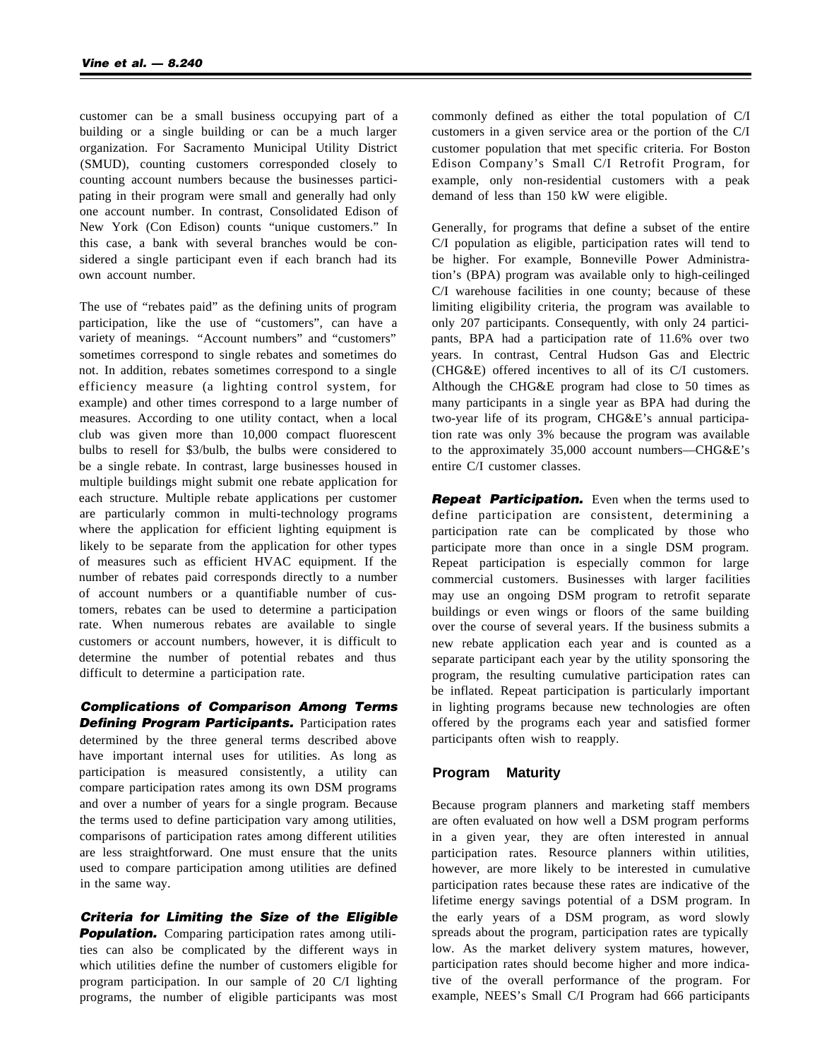customer can be a small business occupying part of a building or a single building or can be a much larger organization. For Sacramento Municipal Utility District (SMUD), counting customers corresponded closely to counting account numbers because the businesses participating in their program were small and generally had only one account number. In contrast, Consolidated Edison of New York (Con Edison) counts "unique customers." In this case, a bank with several branches would be considered a single participant even if each branch had its own account number.

The use of "rebates paid" as the defining units of program participation, like the use of "customers", can have a variety of meanings. "Account numbers" and "customers" sometimes correspond to single rebates and sometimes do not. In addition, rebates sometimes correspond to a single efficiency measure (a lighting control system, for example) and other times correspond to a large number of measures. According to one utility contact, when a local club was given more than 10,000 compact fluorescent bulbs to resell for $3/bulb, the bulbs were considered to be a single rebate. In contrast, large businesses housed in multiple buildings might submit one rebate application for each structure. Multiple rebate applications per customer are particularly common in multi-technology programs where the application for efficient lighting equipment is likely to be separate from the application for other types of measures such as efficient HVAC equipment. If the number of rebates paid corresponds directly to a number of account numbers or a quantifiable number of customers, rebates can be used to determine a participation rate. When numerous rebates are available to single customers or account numbers, however, it is difficult to determine the number of potential rebates and thus difficult to determine a participation rate.

***Complications of Comparison Among Terms Defining Program Participants.*** Participation rates determined by the three general terms described above have important internal uses for utilities. As long as participation is measured consistently, a utility can compare participation rates among its own DSM programs and over a number of years for a single program. Because the terms used to define participation vary among utilities, comparisons of participation rates among different utilities are less straightforward. One must ensure that the units used to compare participation among utilities are defined in the same way.

***Criteria for Limiting the Size of the Eligible Population.*** Comparing participation rates among utilities can also be complicated by the different ways in which utilities define the number of customers eligible for program participation. In our sample of 20 C/I lighting programs, the number of eligible participants was most commonly defined as either the total population of C/I customers in a given service area or the portion of the C/I customer population that met specific criteria. For Boston Edison Company's Small C/I Retrofit Program, for example, only non-residential customers with a peak demand of less than 150 kW were eligible.

Generally, for programs that define a subset of the entire C/I population as eligible, participation rates will tend to be higher. For example, Bonneville Power Administration's (BPA) program was available only to high-ceilinged C/I warehouse facilities in one county; because of these limiting eligibility criteria, the program was available to only 207 participants. Consequently, with only 24 participants, BPA had a participation rate of 11.6% over two years. In contrast, Central Hudson Gas and Electric (CHG&E) offered incentives to all of its C/I customers. Although the CHG&E program had close to 50 times as many participants in a single year as BPA had during the two-year life of its program, CHG&E's annual participation rate was only 3% because the program was available to the approximately 35,000 account numbers—CHG&E's entire C/I customer classes.

***Repeat Participation.*** Even when the terms used to define participation are consistent, determining a participation rate can be complicated by those who participate more than once in a single DSM program. Repeat participation is especially common for large commercial customers. Businesses with larger facilities may use an ongoing DSM program to retrofit separate buildings or even wings or floors of the same building over the course of several years. If the business submits a new rebate application each year and is counted as a separate participant each year by the utility sponsoring the program, the resulting cumulative participation rates can be inflated. Repeat participation is particularly important in lighting programs because new technologies are often offered by the programs each year and satisfied former participants often wish to reapply.

## Program Maturity

Because program planners and marketing staff members are often evaluated on how well a DSM program performs in a given year, they are often interested in annual participation rates. Resource planners within utilities, however, are more likely to be interested in cumulative participation rates because these rates are indicative of the lifetime energy savings potential of a DSM program. In the early years of a DSM program, as word slowly spreads about the program, participation rates are typically low. As the market delivery system matures, however, participation rates should become higher and more indicative of the overall performance of the program. For example, NEES's Small C/I Program had 666 participants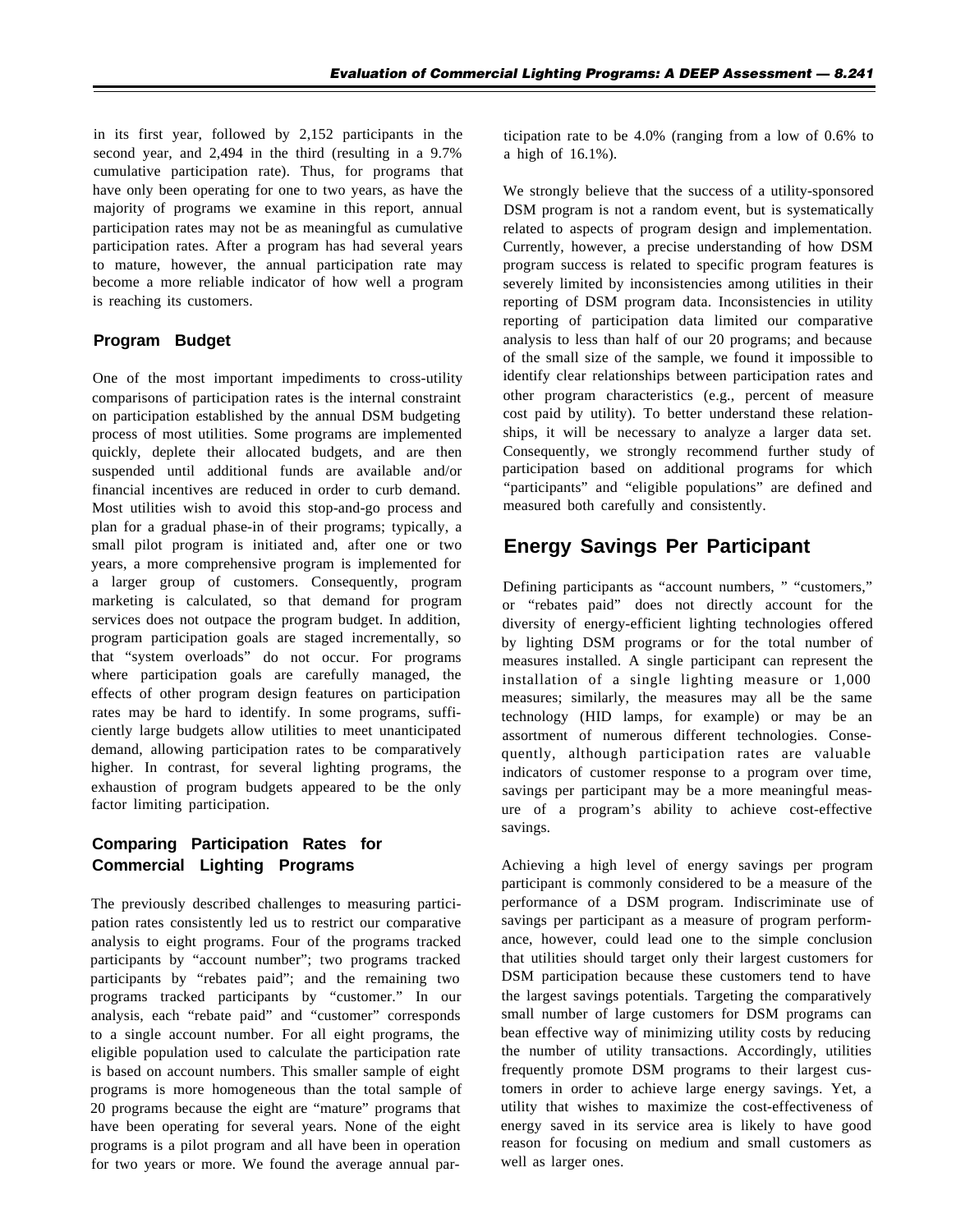in its first year, followed by 2,152 participants in the second year, and 2,494 in the third (resulting in a 9.7% cumulative participation rate). Thus, for programs that have only been operating for one to two years, as have the majority of programs we examine in this report, annual participation rates may not be as meaningful as cumulative participation rates. After a program has had several years to mature, however, the annual participation rate may become a more reliable indicator of how well a program is reaching its customers.

### Program Budget

One of the most important impediments to cross-utility comparisons of participation rates is the internal constraint on participation established by the annual DSM budgeting process of most utilities. Some programs are implemented quickly, deplete their allocated budgets, and are then suspended until additional funds are available and/or financial incentives are reduced in order to curb demand. Most utilities wish to avoid this stop-and-go process and plan for a gradual phase-in of their programs; typically, a small pilot program is initiated and, after one or two years, a more comprehensive program is implemented for a larger group of customers. Consequently, program marketing is calculated, so that demand for program services does not outpace the program budget. In addition, program participation goals are staged incrementally, so that "system overloads" do not occur. For programs where participation goals are carefully managed, the effects of other program design features on participation rates may be hard to identify. In some programs, sufficiently large budgets allow utilities to meet unanticipated demand, allowing participation rates to be comparatively higher. In contrast, for several lighting programs, the exhaustion of program budgets appeared to be the only factor limiting participation.

### Comparing Participation Rates for Commercial Lighting Programs

The previously described challenges to measuring participation rates consistently led us to restrict our comparative analysis to eight programs. Four of the programs tracked participants by "account number"; two programs tracked participants by "rebates paid"; and the remaining two programs tracked participants by "customer." In our analysis, each "rebate paid" and "customer" corresponds to a single account number. For all eight programs, the eligible population used to calculate the participation rate is based on account numbers. This smaller sample of eight programs is more homogeneous than the total sample of 20 programs because the eight are "mature" programs that have been operating for several years. None of the eight programs is a pilot program and all have been in operation for two years or more. We found the average annual participation rate to be 4.0% (ranging from a low of 0.6% to a high of 16.1%).

We strongly believe that the success of a utility-sponsored DSM program is not a random event, but is systematically related to aspects of program design and implementation. Currently, however, a precise understanding of how DSM program success is related to specific program features is severely limited by inconsistencies among utilities in their reporting of DSM program data. Inconsistencies in utility reporting of participation data limited our comparative analysis to less than half of our 20 programs; and because of the small size of the sample, we found it impossible to identify clear relationships between participation rates and other program characteristics (e.g., percent of measure cost paid by utility). To better understand these relationships, it will be necessary to analyze a larger data set. Consequently, we strongly recommend further study of participation based on additional programs for which "participants" and "eligible populations" are defined and measured both carefully and consistently.

## Energy Savings Per Participant

Defining participants as "account numbers, " "customers," or "rebates paid" does not directly account for the diversity of energy-efficient lighting technologies offered by lighting DSM programs or for the total number of measures installed. A single participant can represent the installation of a single lighting measure or 1,000 measures; similarly, the measures may all be the same technology (HID lamps, for example) or may be an assortment of numerous different technologies. Consequently, although participation rates are valuable indicators of customer response to a program over time, savings per participant may be a more meaningful measure of a program's ability to achieve cost-effective savings.

Achieving a high level of energy savings per program participant is commonly considered to be a measure of the performance of a DSM program. Indiscriminate use of savings per participant as a measure of program performance, however, could lead one to the simple conclusion that utilities should target only their largest customers for DSM participation because these customers tend to have the largest savings potentials. Targeting the comparatively small number of large customers for DSM programs can bean effective way of minimizing utility costs by reducing the number of utility transactions. Accordingly, utilities frequently promote DSM programs to their largest customers in order to achieve large energy savings. Yet, a utility that wishes to maximize the cost-effectiveness of energy saved in its service area is likely to have good reason for focusing on medium and small customers as well as larger ones.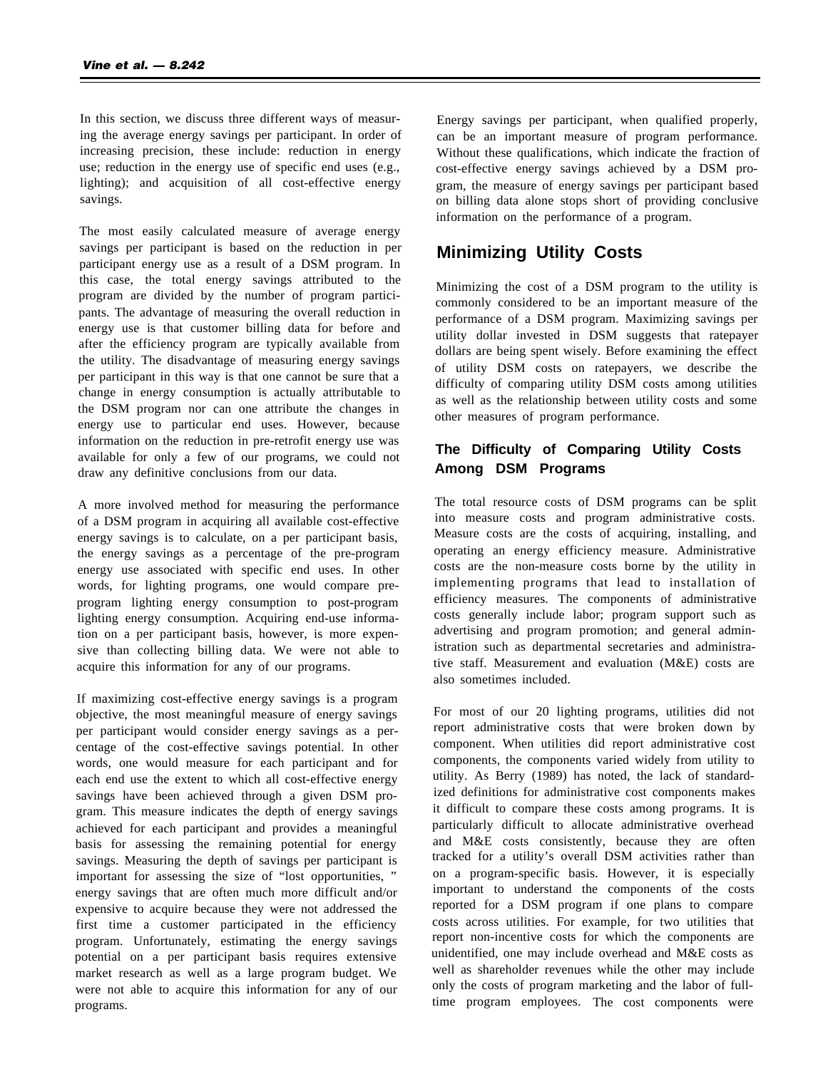In this section, we discuss three different ways of measuring the average energy savings per participant. In order of increasing precision, these include: reduction in energy use; reduction in the energy use of specific end uses (e.g., lighting); and acquisition of all cost-effective energy savings.

The most easily calculated measure of average energy savings per participant is based on the reduction in per participant energy use as a result of a DSM program. In this case, the total energy savings attributed to the program are divided by the number of program participants. The advantage of measuring the overall reduction in energy use is that customer billing data for before and after the efficiency program are typically available from the utility. The disadvantage of measuring energy savings per participant in this way is that one cannot be sure that a change in energy consumption is actually attributable to the DSM program nor can one attribute the changes in energy use to particular end uses. However, because information on the reduction in pre-retrofit energy use was available for only a few of our programs, we could not draw any definitive conclusions from our data.

A more involved method for measuring the performance of a DSM program in acquiring all available cost-effective energy savings is to calculate, on a per participant basis, the energy savings as a percentage of the pre-program energy use associated with specific end uses. In other words, for lighting programs, one would compare pre-program lighting energy consumption to post-program lighting energy consumption. Acquiring end-use information on a per participant basis, however, is more expensive than collecting billing data. We were not able to acquire this information for any of our programs.

If maximizing cost-effective energy savings is a program objective, the most meaningful measure of energy savings per participant would consider energy savings as a percentage of the cost-effective savings potential. In other words, one would measure for each participant and for each end use the extent to which all cost-effective energy savings have been achieved through a given DSM program. This measure indicates the depth of energy savings achieved for each participant and provides a meaningful basis for assessing the remaining potential for energy savings. Measuring the depth of savings per participant is important for assessing the size of "lost opportunities, " energy savings that are often much more difficult and/or expensive to acquire because they were not addressed the first time a customer participated in the efficiency program. Unfortunately, estimating the energy savings potential on a per participant basis requires extensive market research as well as a large program budget. We were not able to acquire this information for any of our programs.

Energy savings per participant, when qualified properly, can be an important measure of program performance. Without these qualifications, which indicate the fraction of cost-effective energy savings achieved by a DSM program, the measure of energy savings per participant based on billing data alone stops short of providing conclusive information on the performance of a program.

## Minimizing Utility Costs

Minimizing the cost of a DSM program to the utility is commonly considered to be an important measure of the performance of a DSM program. Maximizing savings per utility dollar invested in DSM suggests that ratepayer dollars are being spent wisely. Before examining the effect of utility DSM costs on ratepayers, we describe the difficulty of comparing utility DSM costs among utilities as well as the relationship between utility costs and some other measures of program performance.

### The Difficulty of Comparing Utility Costs Among DSM Programs

The total resource costs of DSM programs can be split into measure costs and program administrative costs. Measure costs are the costs of acquiring, installing, and operating an energy efficiency measure. Administrative costs are the non-measure costs borne by the utility in implementing programs that lead to installation of efficiency measures. The components of administrative costs generally include labor; program support such as advertising and program promotion; and general administration such as departmental secretaries and administrative staff. Measurement and evaluation (M&E) costs are also sometimes included.

For most of our 20 lighting programs, utilities did not report administrative costs that were broken down by component. When utilities did report administrative cost components, the components varied widely from utility to utility. As Berry (1989) has noted, the lack of standardized definitions for administrative cost components makes it difficult to compare these costs among programs. It is particularly difficult to allocate administrative overhead and M&E costs consistently, because they are often tracked for a utility's overall DSM activities rather than on a program-specific basis. However, it is especially important to understand the components of the costs reported for a DSM program if one plans to compare costs across utilities. For example, for two utilities that report non-incentive costs for which the components are unidentified, one may include overhead and M&E costs as well as shareholder revenues while the other may include only the costs of program marketing and the labor of full-time program employees. The cost components were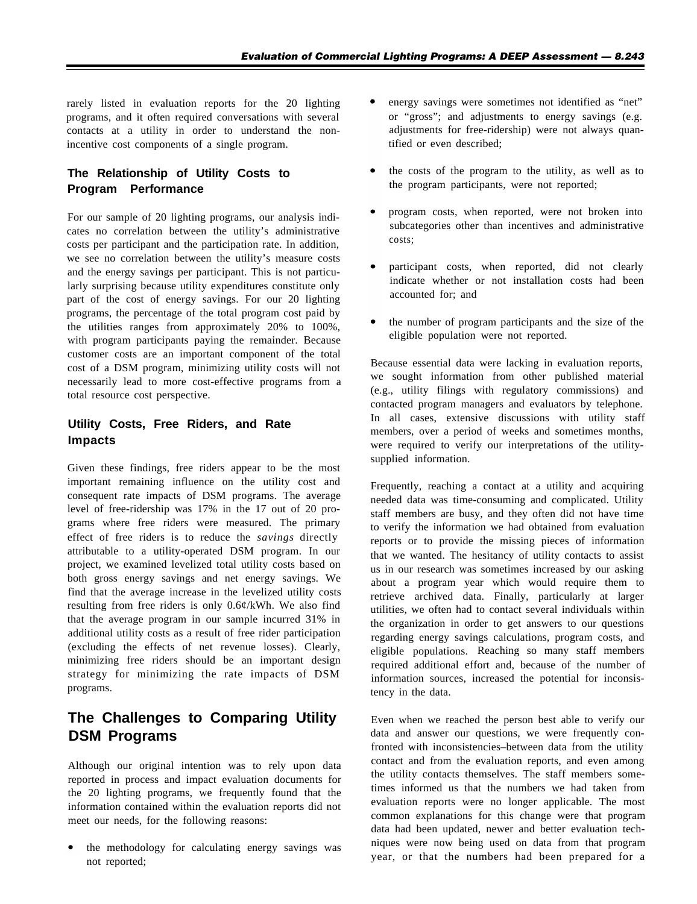rarely listed in evaluation reports for the 20 lighting programs, and it often required conversations with several contacts at a utility in order to understand the non-incentive cost components of a single program.

### The Relationship of Utility Costs to Program Performance

For our sample of 20 lighting programs, our analysis indicates no correlation between the utility's administrative costs per participant and the participation rate. In addition, we see no correlation between the utility's measure costs and the energy savings per participant. This is not particularly surprising because utility expenditures constitute only part of the cost of energy savings. For our 20 lighting programs, the percentage of the total program cost paid by the utilities ranges from approximately 20% to 100%, with program participants paying the remainder. Because customer costs are an important component of the total cost of a DSM program, minimizing utility costs will not necessarily lead to more cost-effective programs from a total resource cost perspective.

### Utility Costs, Free Riders, and Rate Impacts

Given these findings, free riders appear to be the most important remaining influence on the utility cost and consequent rate impacts of DSM programs. The average level of free-ridership was 17% in the 17 out of 20 programs where free riders were measured. The primary effect of free riders is to reduce the *savings* directly attributable to a utility-operated DSM program. In our project, we examined levelized total utility costs based on both gross energy savings and net energy savings. We find that the average increase in the levelized utility costs resulting from free riders is only 0.6¢/kWh. We also find that the average program in our sample incurred 31% in additional utility costs as a result of free rider participation (excluding the effects of net revenue losses). Clearly, minimizing free riders should be an important design strategy for minimizing the rate impacts of DSM programs.

## The Challenges to Comparing Utility DSM Programs

Although our original intention was to rely upon data reported in process and impact evaluation documents for the 20 lighting programs, we frequently found that the information contained within the evaluation reports did not meet our needs, for the following reasons:

- the methodology for calculating energy savings was not reported;
- energy savings were sometimes not identified as "net" or "gross"; and adjustments to energy savings (e.g. adjustments for free-ridership) were not always quantified or even described;
- the costs of the program to the utility, as well as to the program participants, were not reported;
- program costs, when reported, were not broken into subcategories other than incentives and administrative costs;
- participant costs, when reported, did not clearly indicate whether or not installation costs had been accounted for; and
- the number of program participants and the size of the eligible population were not reported.

Because essential data were lacking in evaluation reports, we sought information from other published material (e.g., utility filings with regulatory commissions) and contacted program managers and evaluators by telephone. In all cases, extensive discussions with utility staff members, over a period of weeks and sometimes months, were required to verify our interpretations of the utility-supplied information.

Frequently, reaching a contact at a utility and acquiring needed data was time-consuming and complicated. Utility staff members are busy, and they often did not have time to verify the information we had obtained from evaluation reports or to provide the missing pieces of information that we wanted. The hesitancy of utility contacts to assist us in our research was sometimes increased by our asking about a program year which would require them to retrieve archived data. Finally, particularly at larger utilities, we often had to contact several individuals within the organization in order to get answers to our questions regarding energy savings calculations, program costs, and eligible populations. Reaching so many staff members required additional effort and, because of the number of information sources, increased the potential for inconsistency in the data.

Even when we reached the person best able to verify our data and answer our questions, we were frequently confronted with inconsistencies–between data from the utility contact and from the evaluation reports, and even among the utility contacts themselves. The staff members sometimes informed us that the numbers we had taken from evaluation reports were no longer applicable. The most common explanations for this change were that program data had been updated, newer and better evaluation techniques were now being used on data from that program year, or that the numbers had been prepared for a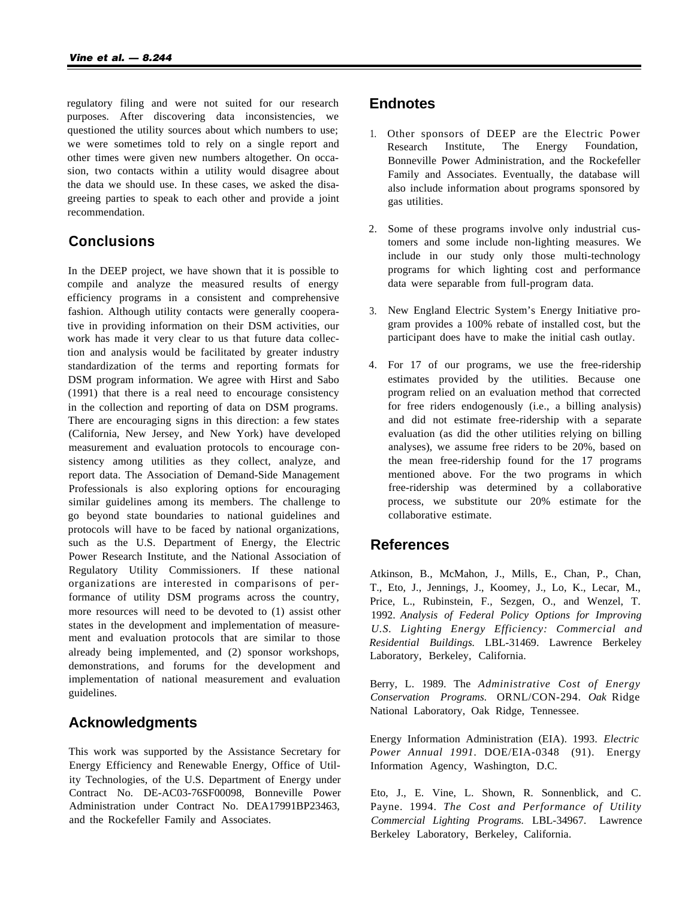regulatory filing and were not suited for our research purposes. After discovering data inconsistencies, we questioned the utility sources about which numbers to use; we were sometimes told to rely on a single report and other times were given new numbers altogether. On occasion, two contacts within a utility would disagree about the data we should use. In these cases, we asked the disagreeing parties to speak to each other and provide a joint recommendation.

## Conclusions

In the DEEP project, we have shown that it is possible to compile and analyze the measured results of energy efficiency programs in a consistent and comprehensive fashion. Although utility contacts were generally cooperative in providing information on their DSM activities, our work has made it very clear to us that future data collection and analysis would be facilitated by greater industry standardization of the terms and reporting formats for DSM program information. We agree with Hirst and Sabo (1991) that there is a real need to encourage consistency in the collection and reporting of data on DSM programs. There are encouraging signs in this direction: a few states (California, New Jersey, and New York) have developed measurement and evaluation protocols to encourage consistency among utilities as they collect, analyze, and report data. The Association of Demand-Side Management Professionals is also exploring options for encouraging similar guidelines among its members. The challenge to go beyond state boundaries to national guidelines and protocols will have to be faced by national organizations, such as the U.S. Department of Energy, the Electric Power Research Institute, and the National Association of Regulatory Utility Commissioners. If these national organizations are interested in comparisons of performance of utility DSM programs across the country, more resources will need to be devoted to (1) assist other states in the development and implementation of measurement and evaluation protocols that are similar to those already being implemented, and (2) sponsor workshops, demonstrations, and forums for the development and implementation of national measurement and evaluation guidelines.

## Acknowledgments

This work was supported by the Assistance Secretary for Energy Efficiency and Renewable Energy, Office of Utility Technologies, of the U.S. Department of Energy under Contract No. DE-AC03-76SF00098, Bonneville Power Administration under Contract No. DEA17991BP23463, and the Rockefeller Family and Associates.

## Endnotes

1. Other sponsors of DEEP are the Electric Power Research Institute, The Energy Foundation, Bonneville Power Administration, and the Rockefeller Family and Associates. Eventually, the database will also include information about programs sponsored by gas utilities.

2. Some of these programs involve only industrial customers and some include non-lighting measures. We include in our study only those multi-technology programs for which lighting cost and performance data were separable from full-program data.

3. New England Electric System's Energy Initiative program provides a 100% rebate of installed cost, but the participant does have to make the initial cash outlay.

4. For 17 of our programs, we use the free-ridership estimates provided by the utilities. Because one program relied on an evaluation method that corrected for free riders endogenously (i.e., a billing analysis) and did not estimate free-ridership with a separate evaluation (as did the other utilities relying on billing analyses), we assume free riders to be 20%, based on the mean free-ridership found for the 17 programs mentioned above. For the two programs in which free-ridership was determined by a collaborative process, we substitute our 20% estimate for the collaborative estimate.

## References

Atkinson, B., McMahon, J., Mills, E., Chan, P., Chan, T., Eto, J., Jennings, J., Koomey, J., Lo, K., Lecar, M., Price, L., Rubinstein, F., Sezgen, O., and Wenzel, T. 1992. *Analysis of Federal Policy Options for Improving U.S. Lighting Energy Efficiency: Commercial and Residential Buildings.* LBL-31469. Lawrence Berkeley Laboratory, Berkeley, California.

Berry, L. 1989. The *Administrative Cost of Energy Conservation Programs.* ORNL/CON-294. *Oak* Ridge National Laboratory, Oak Ridge, Tennessee.

Energy Information Administration (EIA). 1993. *Electric Power Annual 1991*. DOE/EIA-0348 (91). Energy Information Agency, Washington, D.C.

Eto, J., E. Vine, L. Shown, R. Sonnenblick, and C. Payne. 1994. *The Cost and Performance of Utility Commercial Lighting Programs.* LBL-34967. Lawrence Berkeley Laboratory, Berkeley, California.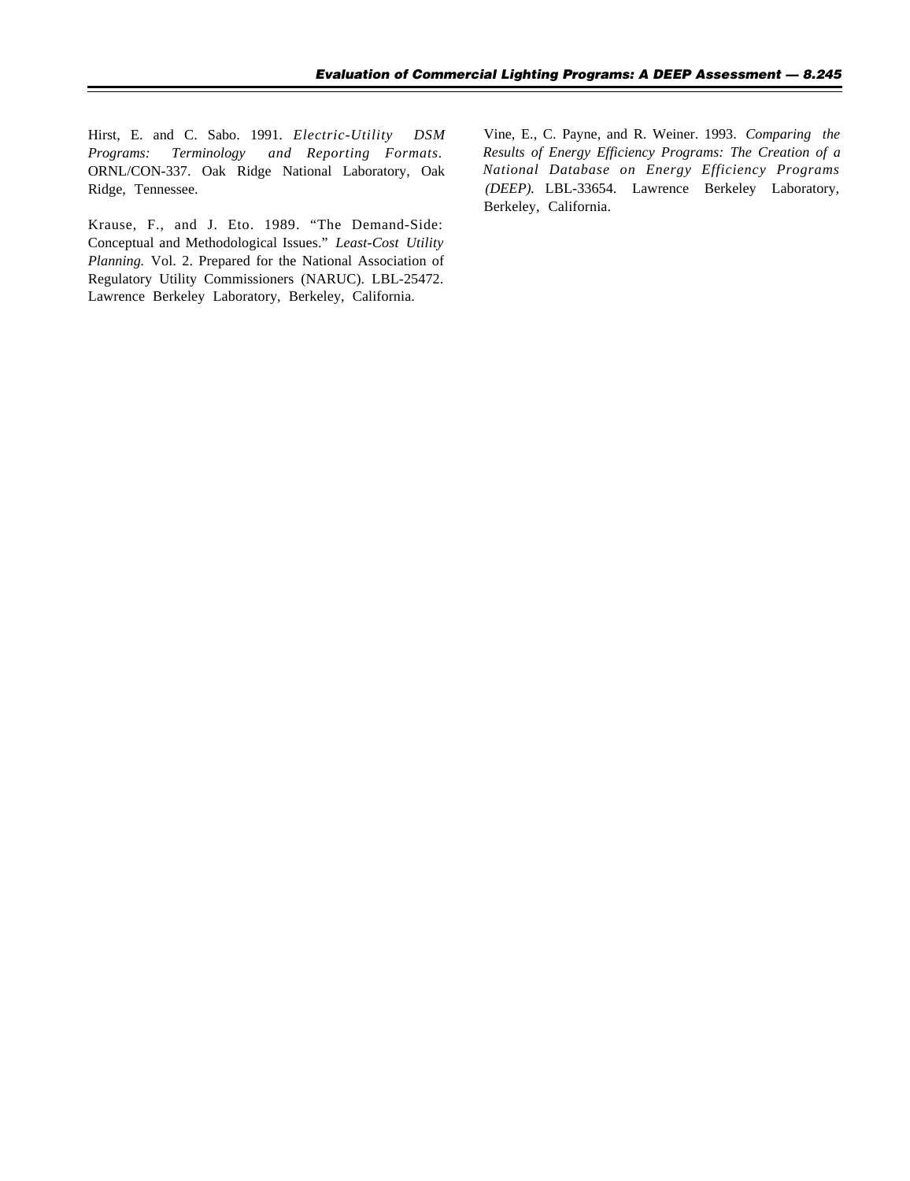Hirst, E. and C. Sabo. 1991. *Electric-Utility DSM Programs: Terminology and Reporting Formats*. ORNL/CON-337. Oak Ridge National Laboratory, Oak Ridge, Tennessee.

Krause, F., and J. Eto. 1989. "The Demand-Side: Conceptual and Methodological Issues." *Least-Cost Utility Planning.* Vol. 2. Prepared for the National Association of Regulatory Utility Commissioners (NARUC). LBL-25472. Lawrence Berkeley Laboratory, Berkeley, California.

Vine, E., C. Payne, and R. Weiner. 1993. *Comparing the Results of Energy Efficiency Programs: The Creation of a National Database on Energy Efficiency Programs (DEEP).* LBL-33654. Lawrence Berkeley Laboratory, Berkeley, California.